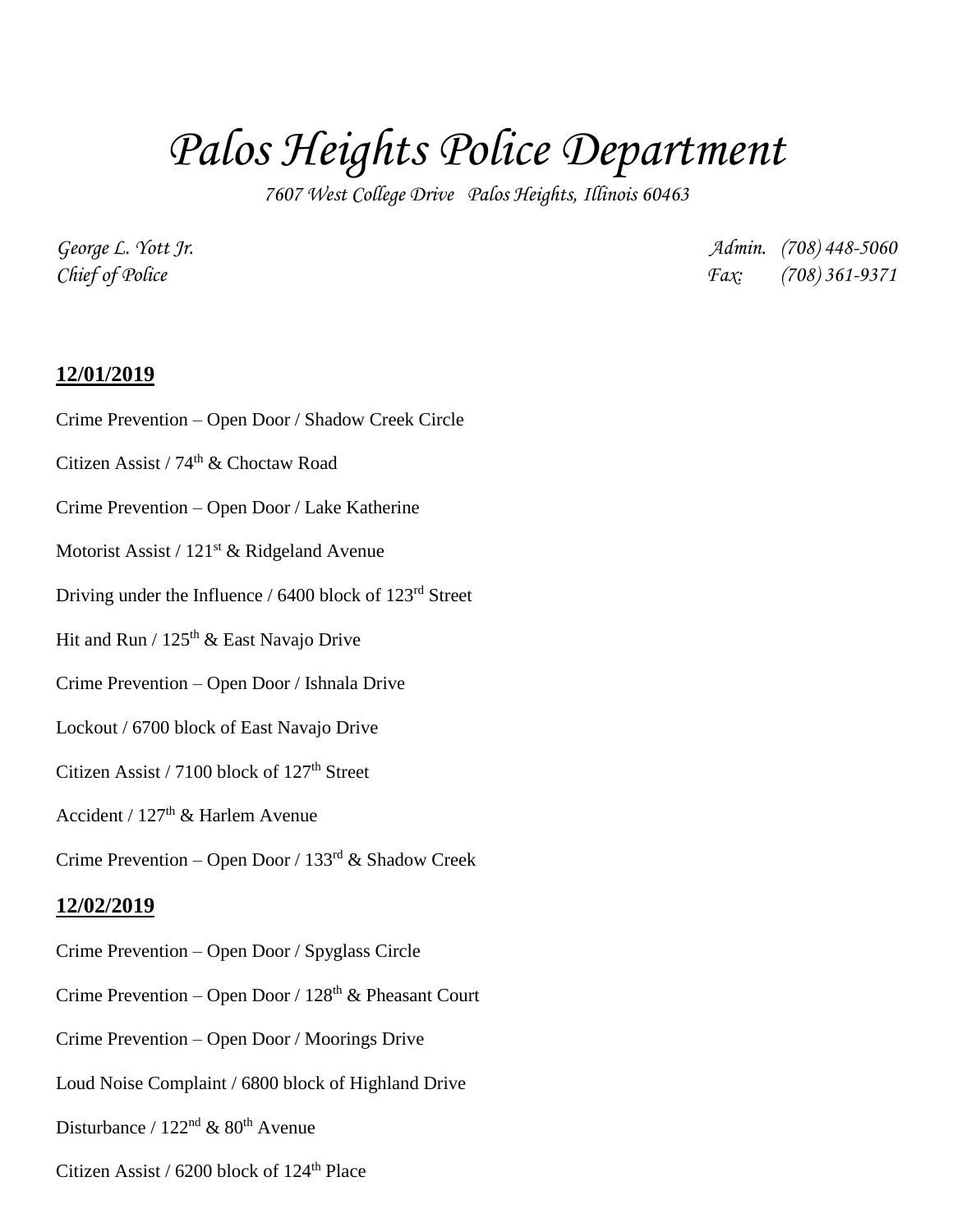# *Palos Heights Police Department*

*7607 West College Drive Palos Heights, Illinois 60463*

*George L. Yott Jr.* *Admin. (708) 448-5060*
*Chief of Police* *Fax: (708) 361-9371*

**12/01/2019**

Crime Prevention – Open Door / Shadow Creek Circle

Citizen Assist / 74th & Choctaw Road

Crime Prevention – Open Door / Lake Katherine

Motorist Assist / 121st & Ridgeland Avenue

Driving under the Influence / 6400 block of 123rd Street

Hit and Run / 125th & East Navajo Drive

Crime Prevention – Open Door / Ishnala Drive

Lockout / 6700 block of East Navajo Drive

Citizen Assist / 7100 block of 127th Street

Accident / 127th & Harlem Avenue

Crime Prevention – Open Door / 133rd & Shadow Creek

**12/02/2019**

Crime Prevention – Open Door / Spyglass Circle

Crime Prevention – Open Door / 128th & Pheasant Court

Crime Prevention – Open Door / Moorings Drive

Loud Noise Complaint / 6800 block of Highland Drive

Disturbance / 122nd & 80th Avenue

Citizen Assist / 6200 block of 124th Place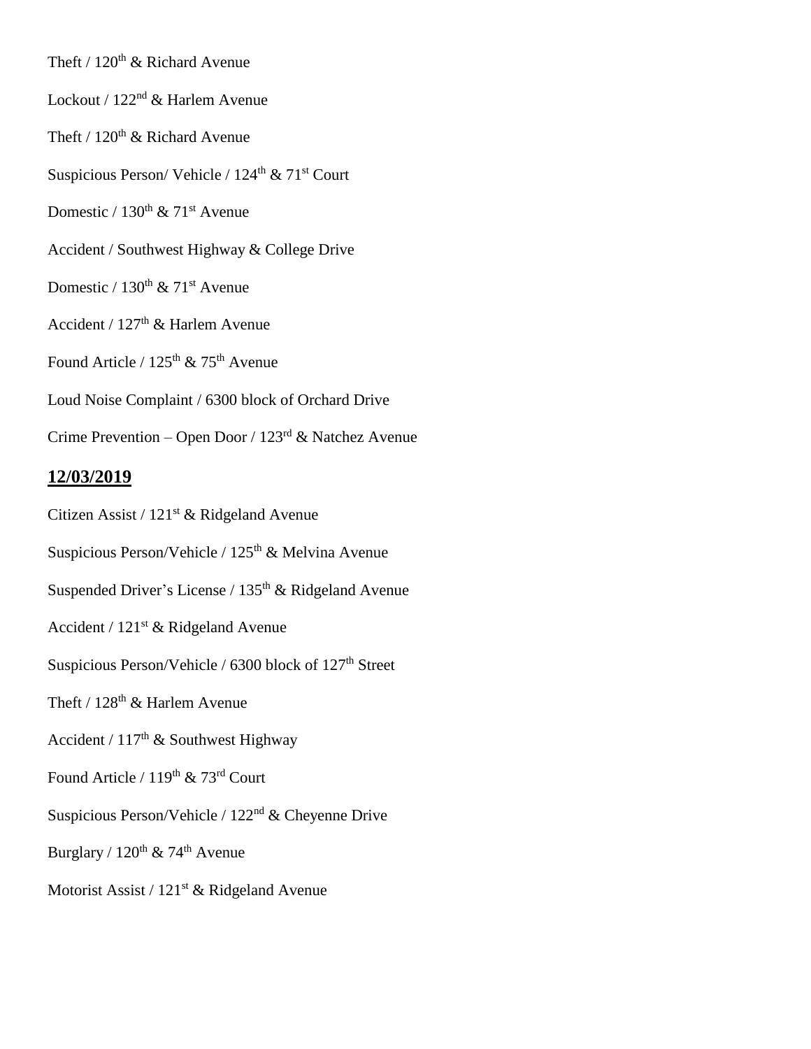Theft / 120th & Richard Avenue

Lockout / 122nd & Harlem Avenue

Theft / 120th & Richard Avenue

Suspicious Person/ Vehicle / 124th & 71st Court

Domestic / 130th & 71st Avenue

Accident / Southwest Highway & College Drive

Domestic / 130th & 71st Avenue

Accident / 127th & Harlem Avenue

Found Article / 125th & 75th Avenue

Loud Noise Complaint / 6300 block of Orchard Drive

Crime Prevention – Open Door / 123rd & Natchez Avenue

## **12/03/2019**

Citizen Assist / 121st & Ridgeland Avenue

Suspicious Person/Vehicle / 125th & Melvina Avenue

Suspended Driver's License / 135th & Ridgeland Avenue

Accident / 121st & Ridgeland Avenue

Suspicious Person/Vehicle / 6300 block of 127th Street

Theft / 128th & Harlem Avenue

Accident / 117th & Southwest Highway

Found Article / 119th & 73rd Court

Suspicious Person/Vehicle / 122nd & Cheyenne Drive

Burglary / 120th & 74th Avenue

Motorist Assist / 121st & Ridgeland Avenue